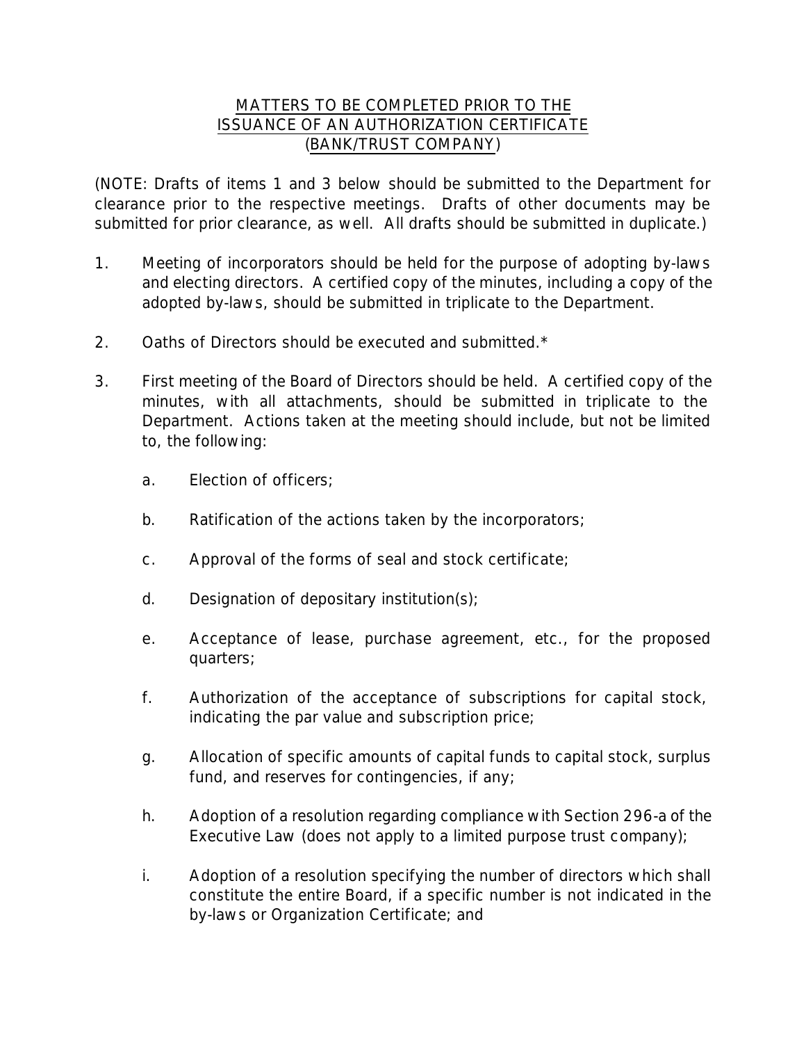# MATTERS TO BE COMPLETED PRIOR TO THE ISSUANCE OF AN AUTHORIZATION CERTIFICATE (BANK/TRUST COMPANY)

(NOTE: Drafts of items 1 and 3 below should be submitted to the Department for clearance prior to the respective meetings. Drafts of other documents may be submitted for prior clearance, as well. All drafts should be submitted in duplicate.)

1. Meeting of incorporators should be held for the purpose of adopting by-laws and electing directors. A certified copy of the minutes, including a copy of the adopted by-laws, should be submitted in triplicate to the Department.

2. Oaths of Directors should be executed and submitted.*

3. First meeting of the Board of Directors should be held. A certified copy of the minutes, with all attachments, should be submitted in triplicate to the Department. Actions taken at the meeting should include, but not be limited to, the following:

   a. Election of officers;

   b. Ratification of the actions taken by the incorporators;

   c. Approval of the forms of seal and stock certificate;

   d. Designation of depositary institution(s);

   e. Acceptance of lease, purchase agreement, etc., for the proposed quarters;

   f. Authorization of the acceptance of subscriptions for capital stock, indicating the par value and subscription price;

   g. Allocation of specific amounts of capital funds to capital stock, surplus fund, and reserves for contingencies, if any;

   h. Adoption of a resolution regarding compliance with Section 296-a of the Executive Law (does not apply to a limited purpose trust company);

   i. Adoption of a resolution specifying the number of directors which shall constitute the entire Board, if a specific number is not indicated in the by-laws or Organization Certificate; and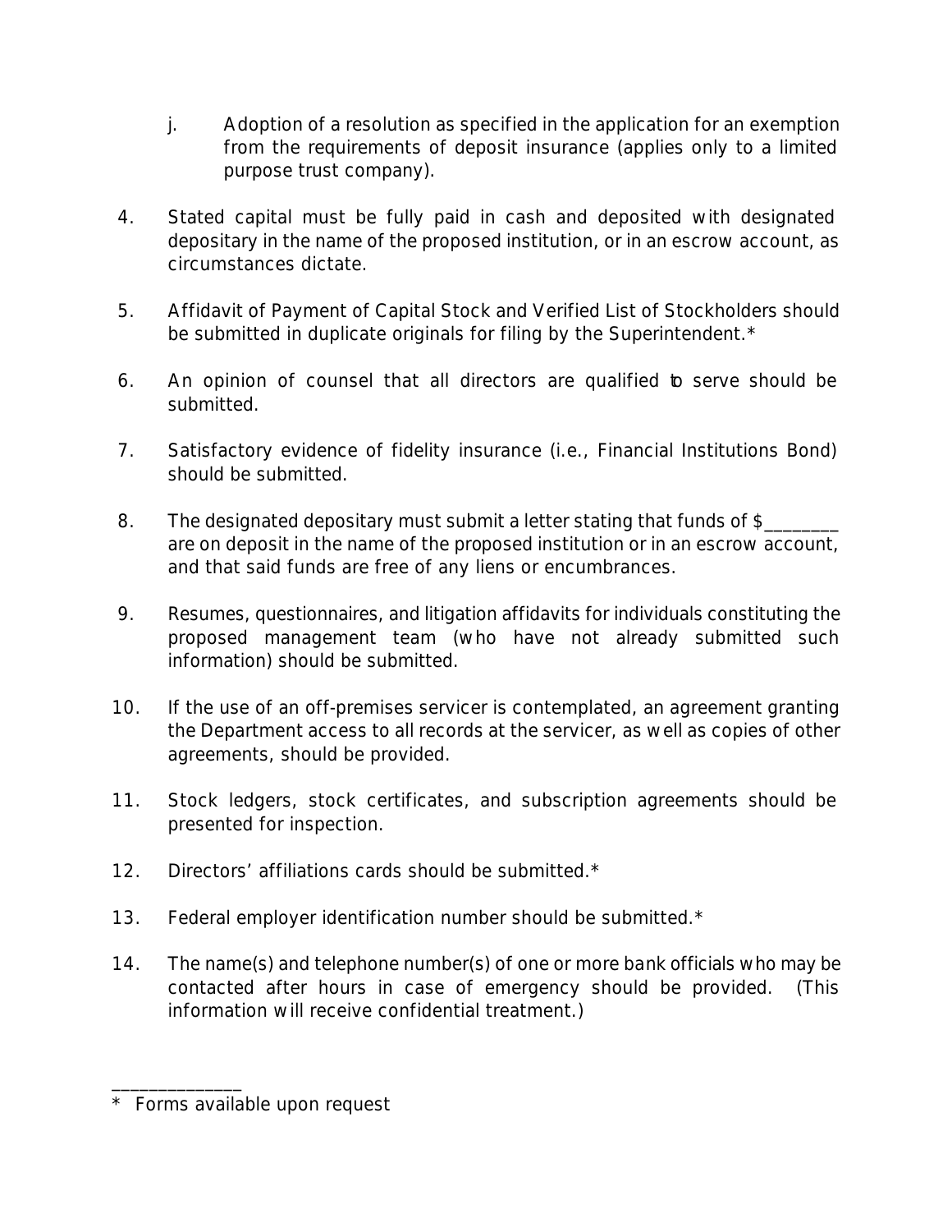j. Adoption of a resolution as specified in the application for an exemption from the requirements of deposit insurance (applies only to a limited purpose trust company).

4. Stated capital must be fully paid in cash and deposited with designated depositary in the name of the proposed institution, or in an escrow account, as circumstances dictate.

5. Affidavit of Payment of Capital Stock and Verified List of Stockholders should be submitted in duplicate originals for filing by the Superintendent.*

6. An opinion of counsel that all directors are qualified to serve should be submitted.

7. Satisfactory evidence of fidelity insurance (i.e., Financial Institutions Bond) should be submitted.

8. The designated depositary must submit a letter stating that funds of $________ are on deposit in the name of the proposed institution or in an escrow account, and that said funds are free of any liens or encumbrances.

9. Resumes, questionnaires, and litigation affidavits for individuals constituting the proposed management team (who have not already submitted such information) should be submitted.

10. If the use of an off-premises servicer is contemplated, an agreement granting the Department access to all records at the servicer, as well as copies of other agreements, should be provided.

11. Stock ledgers, stock certificates, and subscription agreements should be presented for inspection.

12. Directors' affiliations cards should be submitted.*

13. Federal employer identification number should be submitted.*

14. The name(s) and telephone number(s) of one or more bank officials who may be contacted after hours in case of emergency should be provided. (This information will receive confidential treatment.)

______________

* Forms available upon request